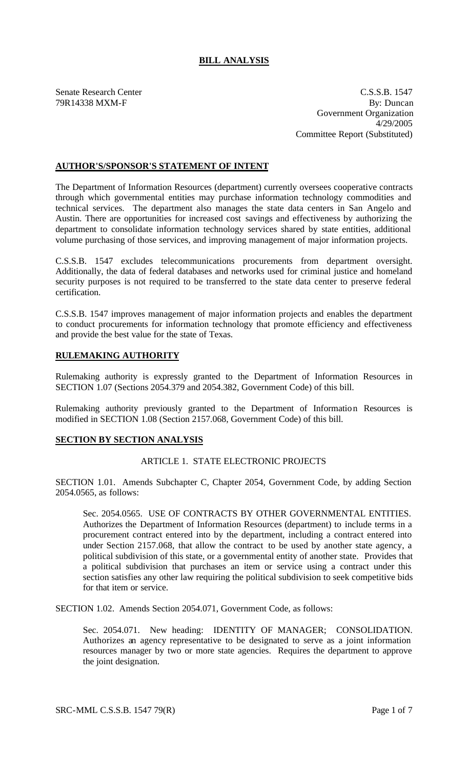# BILL ANALYSIS

Senate Research Center
79R14338 MXM-F

C.S.S.B. 1547
By: Duncan
Government Organization
4/29/2005
Committee Report (Substituted)

## AUTHOR'S/SPONSOR'S STATEMENT OF INTENT

The Department of Information Resources (department) currently oversees cooperative contracts through which governmental entities may purchase information technology commodities and technical services. The department also manages the state data centers in San Angelo and Austin. There are opportunities for increased cost savings and effectiveness by authorizing the department to consolidate information technology services shared by state entities, additional volume purchasing of those services, and improving management of major information projects.

C.S.S.B. 1547 excludes telecommunications procurements from department oversight. Additionally, the data of federal databases and networks used for criminal justice and homeland security purposes is not required to be transferred to the state data center to preserve federal certification.

C.S.S.B. 1547 improves management of major information projects and enables the department to conduct procurements for information technology that promote efficiency and effectiveness and provide the best value for the state of Texas.

## RULEMAKING AUTHORITY

Rulemaking authority is expressly granted to the Department of Information Resources in SECTION 1.07 (Sections 2054.379 and 2054.382, Government Code) of this bill.

Rulemaking authority previously granted to the Department of Information Resources is modified in SECTION 1.08 (Section 2157.068, Government Code) of this bill.

## SECTION BY SECTION ANALYSIS

ARTICLE 1. STATE ELECTRONIC PROJECTS

SECTION 1.01. Amends Subchapter C, Chapter 2054, Government Code, by adding Section 2054.0565, as follows:

Sec. 2054.0565. USE OF CONTRACTS BY OTHER GOVERNMENTAL ENTITIES. Authorizes the Department of Information Resources (department) to include terms in a procurement contract entered into by the department, including a contract entered into under Section 2157.068, that allow the contract to be used by another state agency, a political subdivision of this state, or a governmental entity of another state. Provides that a political subdivision that purchases an item or service using a contract under this section satisfies any other law requiring the political subdivision to seek competitive bids for that item or service.

SECTION 1.02. Amends Section 2054.071, Government Code, as follows:

Sec. 2054.071. New heading: IDENTITY OF MANAGER; CONSOLIDATION. Authorizes an agency representative to be designated to serve as a joint information resources manager by two or more state agencies. Requires the department to approve the joint designation.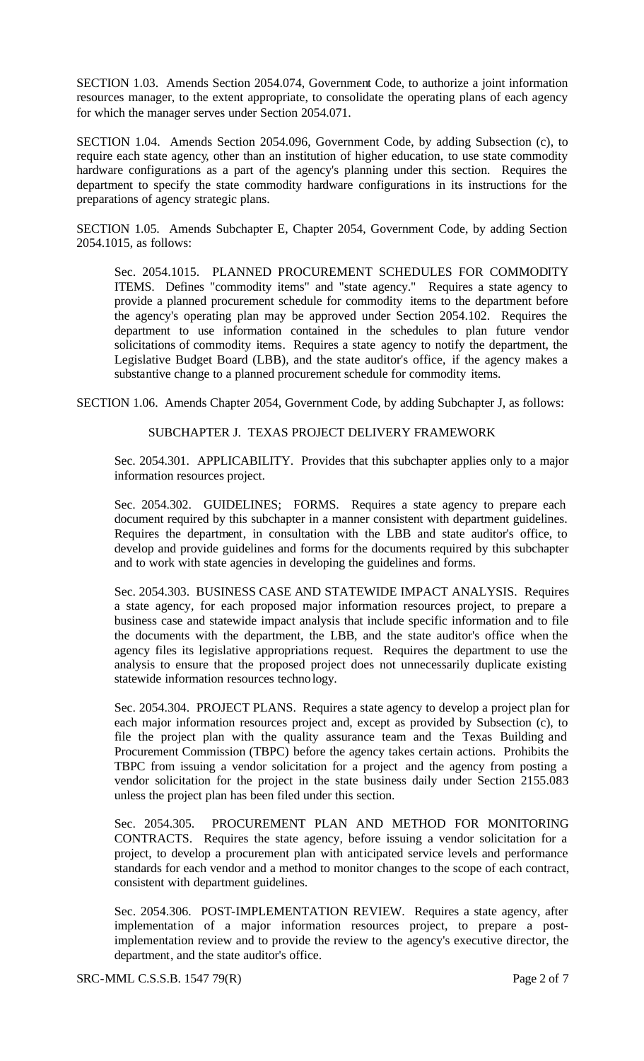SECTION 1.03. Amends Section 2054.074, Government Code, to authorize a joint information resources manager, to the extent appropriate, to consolidate the operating plans of each agency for which the manager serves under Section 2054.071.

SECTION 1.04. Amends Section 2054.096, Government Code, by adding Subsection (c), to require each state agency, other than an institution of higher education, to use state commodity hardware configurations as a part of the agency's planning under this section. Requires the department to specify the state commodity hardware configurations in its instructions for the preparations of agency strategic plans.

SECTION 1.05. Amends Subchapter E, Chapter 2054, Government Code, by adding Section 2054.1015, as follows:

> Sec. 2054.1015. PLANNED PROCUREMENT SCHEDULES FOR COMMODITY ITEMS. Defines "commodity items" and "state agency." Requires a state agency to provide a planned procurement schedule for commodity items to the department before the agency's operating plan may be approved under Section 2054.102. Requires the department to use information contained in the schedules to plan future vendor solicitations of commodity items. Requires a state agency to notify the department, the Legislative Budget Board (LBB), and the state auditor's office, if the agency makes a substantive change to a planned procurement schedule for commodity items.

SECTION 1.06. Amends Chapter 2054, Government Code, by adding Subchapter J, as follows:

> SUBCHAPTER J. TEXAS PROJECT DELIVERY FRAMEWORK
>
> Sec. 2054.301. APPLICABILITY. Provides that this subchapter applies only to a major information resources project.
>
> Sec. 2054.302. GUIDELINES; FORMS. Requires a state agency to prepare each document required by this subchapter in a manner consistent with department guidelines. Requires the department, in consultation with the LBB and state auditor's office, to develop and provide guidelines and forms for the documents required by this subchapter and to work with state agencies in developing the guidelines and forms.
>
> Sec. 2054.303. BUSINESS CASE AND STATEWIDE IMPACT ANALYSIS. Requires a state agency, for each proposed major information resources project, to prepare a business case and statewide impact analysis that include specific information and to file the documents with the department, the LBB, and the state auditor's office when the agency files its legislative appropriations request. Requires the department to use the analysis to ensure that the proposed project does not unnecessarily duplicate existing statewide information resources technology.
>
> Sec. 2054.304. PROJECT PLANS. Requires a state agency to develop a project plan for each major information resources project and, except as provided by Subsection (c), to file the project plan with the quality assurance team and the Texas Building and Procurement Commission (TBPC) before the agency takes certain actions. Prohibits the TBPC from issuing a vendor solicitation for a project and the agency from posting a vendor solicitation for the project in the state business daily under Section 2155.083 unless the project plan has been filed under this section.
>
> Sec. 2054.305. PROCUREMENT PLAN AND METHOD FOR MONITORING CONTRACTS. Requires the state agency, before issuing a vendor solicitation for a project, to develop a procurement plan with anticipated service levels and performance standards for each vendor and a method to monitor changes to the scope of each contract, consistent with department guidelines.
>
> Sec. 2054.306. POST-IMPLEMENTATION REVIEW. Requires a state agency, after implementation of a major information resources project, to prepare a post-implementation review and to provide the review to the agency's executive director, the department, and the state auditor's office.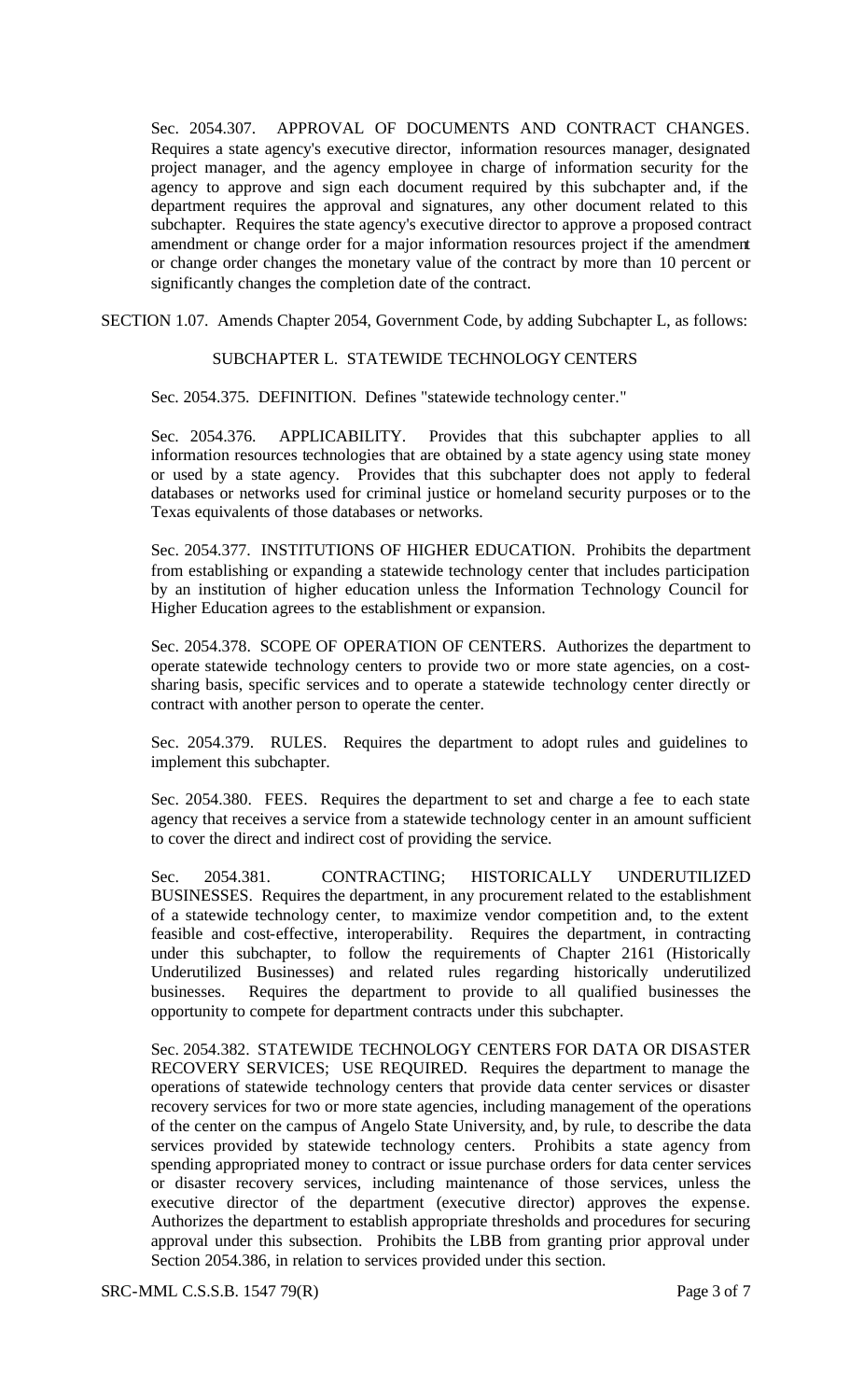Sec. 2054.307. APPROVAL OF DOCUMENTS AND CONTRACT CHANGES. Requires a state agency's executive director, information resources manager, designated project manager, and the agency employee in charge of information security for the agency to approve and sign each document required by this subchapter and, if the department requires the approval and signatures, any other document related to this subchapter. Requires the state agency's executive director to approve a proposed contract amendment or change order for a major information resources project if the amendment or change order changes the monetary value of the contract by more than 10 percent or significantly changes the completion date of the contract.

SECTION 1.07. Amends Chapter 2054, Government Code, by adding Subchapter L, as follows:

SUBCHAPTER L. STATEWIDE TECHNOLOGY CENTERS

Sec. 2054.375. DEFINITION. Defines "statewide technology center."

Sec. 2054.376. APPLICABILITY. Provides that this subchapter applies to all information resources technologies that are obtained by a state agency using state money or used by a state agency. Provides that this subchapter does not apply to federal databases or networks used for criminal justice or homeland security purposes or to the Texas equivalents of those databases or networks.

Sec. 2054.377. INSTITUTIONS OF HIGHER EDUCATION. Prohibits the department from establishing or expanding a statewide technology center that includes participation by an institution of higher education unless the Information Technology Council for Higher Education agrees to the establishment or expansion.

Sec. 2054.378. SCOPE OF OPERATION OF CENTERS. Authorizes the department to operate statewide technology centers to provide two or more state agencies, on a cost-sharing basis, specific services and to operate a statewide technology center directly or contract with another person to operate the center.

Sec. 2054.379. RULES. Requires the department to adopt rules and guidelines to implement this subchapter.

Sec. 2054.380. FEES. Requires the department to set and charge a fee to each state agency that receives a service from a statewide technology center in an amount sufficient to cover the direct and indirect cost of providing the service.

Sec. 2054.381. CONTRACTING; HISTORICALLY UNDERUTILIZED BUSINESSES. Requires the department, in any procurement related to the establishment of a statewide technology center, to maximize vendor competition and, to the extent feasible and cost-effective, interoperability. Requires the department, in contracting under this subchapter, to follow the requirements of Chapter 2161 (Historically Underutilized Businesses) and related rules regarding historically underutilized businesses. Requires the department to provide to all qualified businesses the opportunity to compete for department contracts under this subchapter.

Sec. 2054.382. STATEWIDE TECHNOLOGY CENTERS FOR DATA OR DISASTER RECOVERY SERVICES; USE REQUIRED. Requires the department to manage the operations of statewide technology centers that provide data center services or disaster recovery services for two or more state agencies, including management of the operations of the center on the campus of Angelo State University, and, by rule, to describe the data services provided by statewide technology centers. Prohibits a state agency from spending appropriated money to contract or issue purchase orders for data center services or disaster recovery services, including maintenance of those services, unless the executive director of the department (executive director) approves the expense. Authorizes the department to establish appropriate thresholds and procedures for securing approval under this subsection. Prohibits the LBB from granting prior approval under Section 2054.386, in relation to services provided under this section.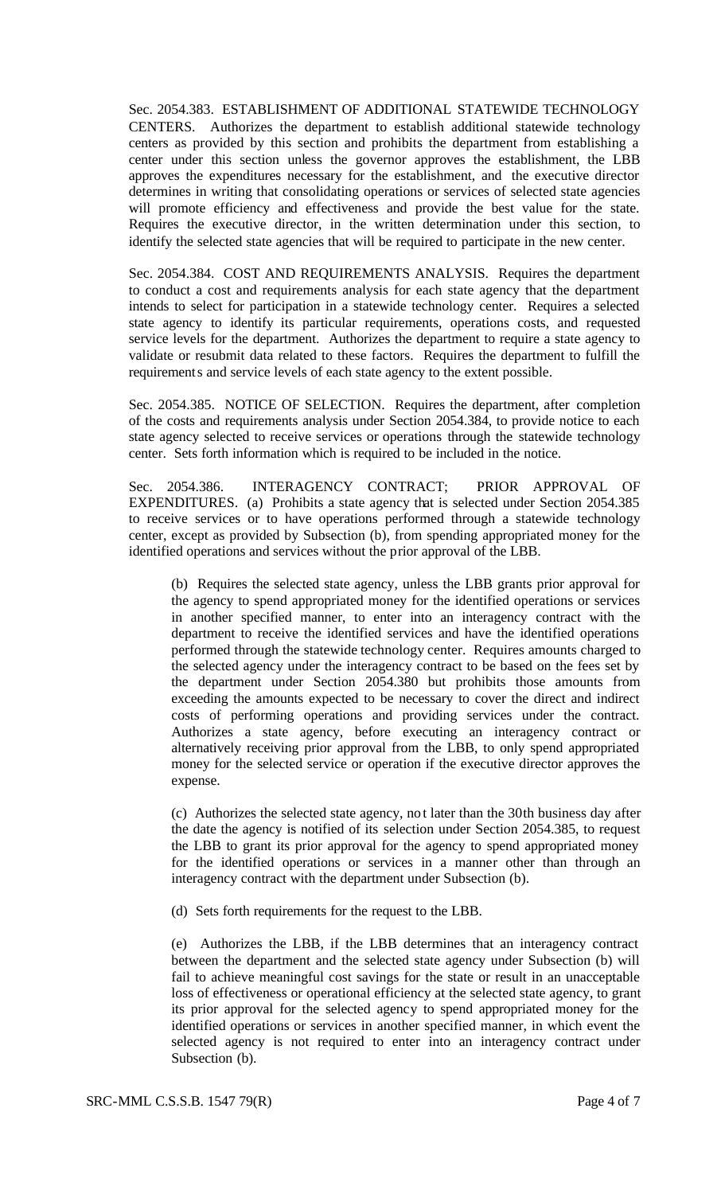Sec. 2054.383. ESTABLISHMENT OF ADDITIONAL STATEWIDE TECHNOLOGY CENTERS. Authorizes the department to establish additional statewide technology centers as provided by this section and prohibits the department from establishing a center under this section unless the governor approves the establishment, the LBB approves the expenditures necessary for the establishment, and the executive director determines in writing that consolidating operations or services of selected state agencies will promote efficiency and effectiveness and provide the best value for the state. Requires the executive director, in the written determination under this section, to identify the selected state agencies that will be required to participate in the new center.

Sec. 2054.384. COST AND REQUIREMENTS ANALYSIS. Requires the department to conduct a cost and requirements analysis for each state agency that the department intends to select for participation in a statewide technology center. Requires a selected state agency to identify its particular requirements, operations costs, and requested service levels for the department. Authorizes the department to require a state agency to validate or resubmit data related to these factors. Requires the department to fulfill the requirements and service levels of each state agency to the extent possible.

Sec. 2054.385. NOTICE OF SELECTION. Requires the department, after completion of the costs and requirements analysis under Section 2054.384, to provide notice to each state agency selected to receive services or operations through the statewide technology center. Sets forth information which is required to be included in the notice.

Sec. 2054.386. INTERAGENCY CONTRACT; PRIOR APPROVAL OF EXPENDITURES. (a) Prohibits a state agency that is selected under Section 2054.385 to receive services or to have operations performed through a statewide technology center, except as provided by Subsection (b), from spending appropriated money for the identified operations and services without the prior approval of the LBB.

(b) Requires the selected state agency, unless the LBB grants prior approval for the agency to spend appropriated money for the identified operations or services in another specified manner, to enter into an interagency contract with the department to receive the identified services and have the identified operations performed through the statewide technology center. Requires amounts charged to the selected agency under the interagency contract to be based on the fees set by the department under Section 2054.380 but prohibits those amounts from exceeding the amounts expected to be necessary to cover the direct and indirect costs of performing operations and providing services under the contract. Authorizes a state agency, before executing an interagency contract or alternatively receiving prior approval from the LBB, to only spend appropriated money for the selected service or operation if the executive director approves the expense.

(c) Authorizes the selected state agency, not later than the 30th business day after the date the agency is notified of its selection under Section 2054.385, to request the LBB to grant its prior approval for the agency to spend appropriated money for the identified operations or services in a manner other than through an interagency contract with the department under Subsection (b).

(d) Sets forth requirements for the request to the LBB.

(e) Authorizes the LBB, if the LBB determines that an interagency contract between the department and the selected state agency under Subsection (b) will fail to achieve meaningful cost savings for the state or result in an unacceptable loss of effectiveness or operational efficiency at the selected state agency, to grant its prior approval for the selected agency to spend appropriated money for the identified operations or services in another specified manner, in which event the selected agency is not required to enter into an interagency contract under Subsection (b).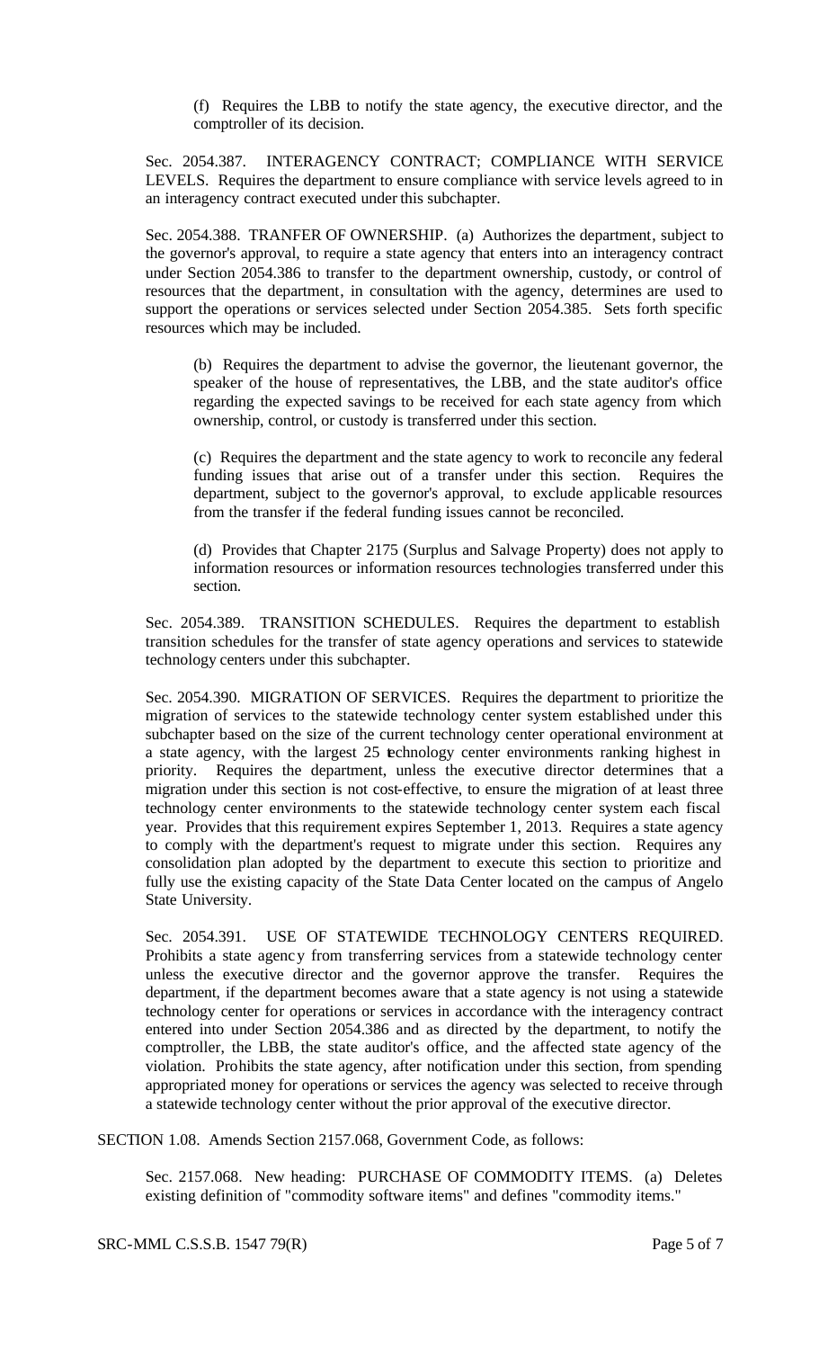(f) Requires the LBB to notify the state agency, the executive director, and the comptroller of its decision.

Sec. 2054.387. INTERAGENCY CONTRACT; COMPLIANCE WITH SERVICE LEVELS. Requires the department to ensure compliance with service levels agreed to in an interagency contract executed under this subchapter.

Sec. 2054.388. TRANFER OF OWNERSHIP. (a) Authorizes the department, subject to the governor's approval, to require a state agency that enters into an interagency contract under Section 2054.386 to transfer to the department ownership, custody, or control of resources that the department, in consultation with the agency, determines are used to support the operations or services selected under Section 2054.385. Sets forth specific resources which may be included.

(b) Requires the department to advise the governor, the lieutenant governor, the speaker of the house of representatives, the LBB, and the state auditor's office regarding the expected savings to be received for each state agency from which ownership, control, or custody is transferred under this section.

(c) Requires the department and the state agency to work to reconcile any federal funding issues that arise out of a transfer under this section. Requires the department, subject to the governor's approval, to exclude applicable resources from the transfer if the federal funding issues cannot be reconciled.

(d) Provides that Chapter 2175 (Surplus and Salvage Property) does not apply to information resources or information resources technologies transferred under this section.

Sec. 2054.389. TRANSITION SCHEDULES. Requires the department to establish transition schedules for the transfer of state agency operations and services to statewide technology centers under this subchapter.

Sec. 2054.390. MIGRATION OF SERVICES. Requires the department to prioritize the migration of services to the statewide technology center system established under this subchapter based on the size of the current technology center operational environment at a state agency, with the largest 25 technology center environments ranking highest in priority. Requires the department, unless the executive director determines that a migration under this section is not cost-effective, to ensure the migration of at least three technology center environments to the statewide technology center system each fiscal year. Provides that this requirement expires September 1, 2013. Requires a state agency to comply with the department's request to migrate under this section. Requires any consolidation plan adopted by the department to execute this section to prioritize and fully use the existing capacity of the State Data Center located on the campus of Angelo State University.

Sec. 2054.391. USE OF STATEWIDE TECHNOLOGY CENTERS REQUIRED. Prohibits a state agency from transferring services from a statewide technology center unless the executive director and the governor approve the transfer. Requires the department, if the department becomes aware that a state agency is not using a statewide technology center for operations or services in accordance with the interagency contract entered into under Section 2054.386 and as directed by the department, to notify the comptroller, the LBB, the state auditor's office, and the affected state agency of the violation. Prohibits the state agency, after notification under this section, from spending appropriated money for operations or services the agency was selected to receive through a statewide technology center without the prior approval of the executive director.

SECTION 1.08. Amends Section 2157.068, Government Code, as follows:

Sec. 2157.068. New heading: PURCHASE OF COMMODITY ITEMS. (a) Deletes existing definition of "commodity software items" and defines "commodity items."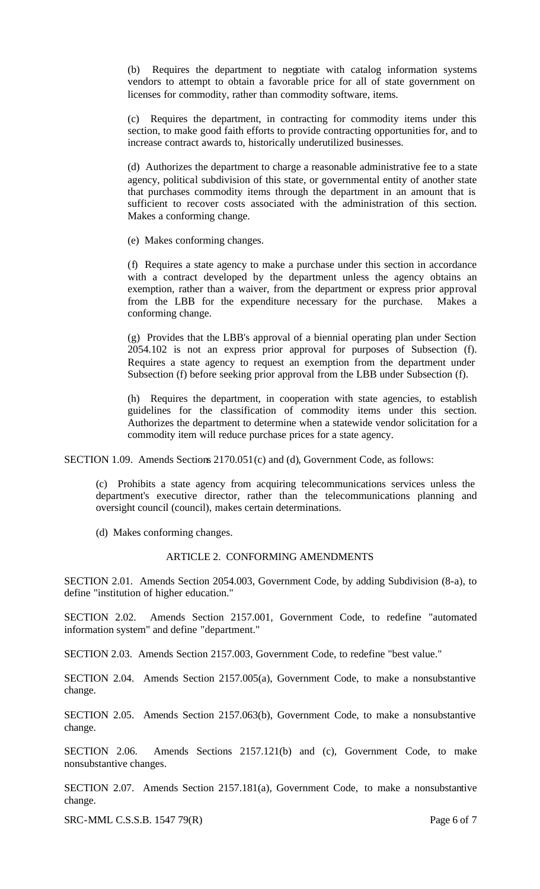(b) Requires the department to negotiate with catalog information systems vendors to attempt to obtain a favorable price for all of state government on licenses for commodity, rather than commodity software, items.

(c) Requires the department, in contracting for commodity items under this section, to make good faith efforts to provide contracting opportunities for, and to increase contract awards to, historically underutilized businesses.

(d) Authorizes the department to charge a reasonable administrative fee to a state agency, political subdivision of this state, or governmental entity of another state that purchases commodity items through the department in an amount that is sufficient to recover costs associated with the administration of this section. Makes a conforming change.

(e) Makes conforming changes.

(f) Requires a state agency to make a purchase under this section in accordance with a contract developed by the department unless the agency obtains an exemption, rather than a waiver, from the department or express prior approval from the LBB for the expenditure necessary for the purchase. Makes a conforming change.

(g) Provides that the LBB's approval of a biennial operating plan under Section 2054.102 is not an express prior approval for purposes of Subsection (f). Requires a state agency to request an exemption from the department under Subsection (f) before seeking prior approval from the LBB under Subsection (f).

(h) Requires the department, in cooperation with state agencies, to establish guidelines for the classification of commodity items under this section. Authorizes the department to determine when a statewide vendor solicitation for a commodity item will reduce purchase prices for a state agency.

SECTION 1.09. Amends Sections 2170.051(c) and (d), Government Code, as follows:

(c) Prohibits a state agency from acquiring telecommunications services unless the department's executive director, rather than the telecommunications planning and oversight council (council), makes certain determinations.

(d) Makes conforming changes.

## ARTICLE 2. CONFORMING AMENDMENTS

SECTION 2.01. Amends Section 2054.003, Government Code, by adding Subdivision (8-a), to define "institution of higher education."

SECTION 2.02. Amends Section 2157.001, Government Code, to redefine "automated information system" and define "department."

SECTION 2.03. Amends Section 2157.003, Government Code, to redefine "best value."

SECTION 2.04. Amends Section 2157.005(a), Government Code, to make a nonsubstantive change.

SECTION 2.05. Amends Section 2157.063(b), Government Code, to make a nonsubstantive change.

SECTION 2.06. Amends Sections 2157.121(b) and (c), Government Code, to make nonsubstantive changes.

SECTION 2.07. Amends Section 2157.181(a), Government Code, to make a nonsubstantive change.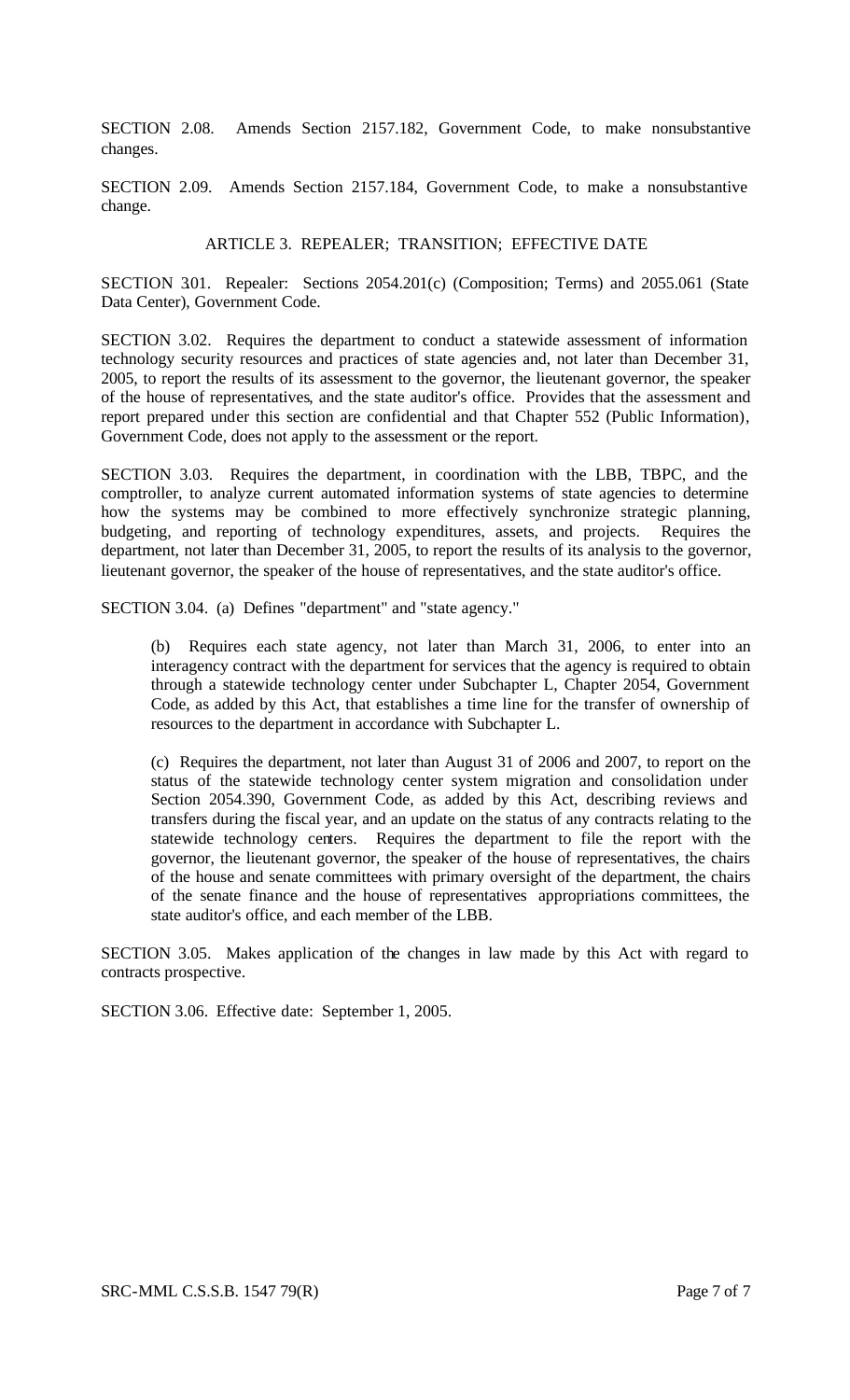SECTION 2.08. Amends Section 2157.182, Government Code, to make nonsubstantive changes.

SECTION 2.09. Amends Section 2157.184, Government Code, to make a nonsubstantive change.

ARTICLE 3. REPEALER; TRANSITION; EFFECTIVE DATE

SECTION 3.01. Repealer: Sections 2054.201(c) (Composition; Terms) and 2055.061 (State Data Center), Government Code.

SECTION 3.02. Requires the department to conduct a statewide assessment of information technology security resources and practices of state agencies and, not later than December 31, 2005, to report the results of its assessment to the governor, the lieutenant governor, the speaker of the house of representatives, and the state auditor's office. Provides that the assessment and report prepared under this section are confidential and that Chapter 552 (Public Information), Government Code, does not apply to the assessment or the report.

SECTION 3.03. Requires the department, in coordination with the LBB, TBPC, and the comptroller, to analyze current automated information systems of state agencies to determine how the systems may be combined to more effectively synchronize strategic planning, budgeting, and reporting of technology expenditures, assets, and projects. Requires the department, not later than December 31, 2005, to report the results of its analysis to the governor, lieutenant governor, the speaker of the house of representatives, and the state auditor's office.

SECTION 3.04. (a) Defines "department" and "state agency."

(b) Requires each state agency, not later than March 31, 2006, to enter into an interagency contract with the department for services that the agency is required to obtain through a statewide technology center under Subchapter L, Chapter 2054, Government Code, as added by this Act, that establishes a time line for the transfer of ownership of resources to the department in accordance with Subchapter L.

(c) Requires the department, not later than August 31 of 2006 and 2007, to report on the status of the statewide technology center system migration and consolidation under Section 2054.390, Government Code, as added by this Act, describing reviews and transfers during the fiscal year, and an update on the status of any contracts relating to the statewide technology centers. Requires the department to file the report with the governor, the lieutenant governor, the speaker of the house of representatives, the chairs of the house and senate committees with primary oversight of the department, the chairs of the senate finance and the house of representatives appropriations committees, the state auditor's office, and each member of the LBB.

SECTION 3.05. Makes application of the changes in law made by this Act with regard to contracts prospective.

SECTION 3.06. Effective date: September 1, 2005.

SRC-MML C.S.S.B. 1547 79(R)